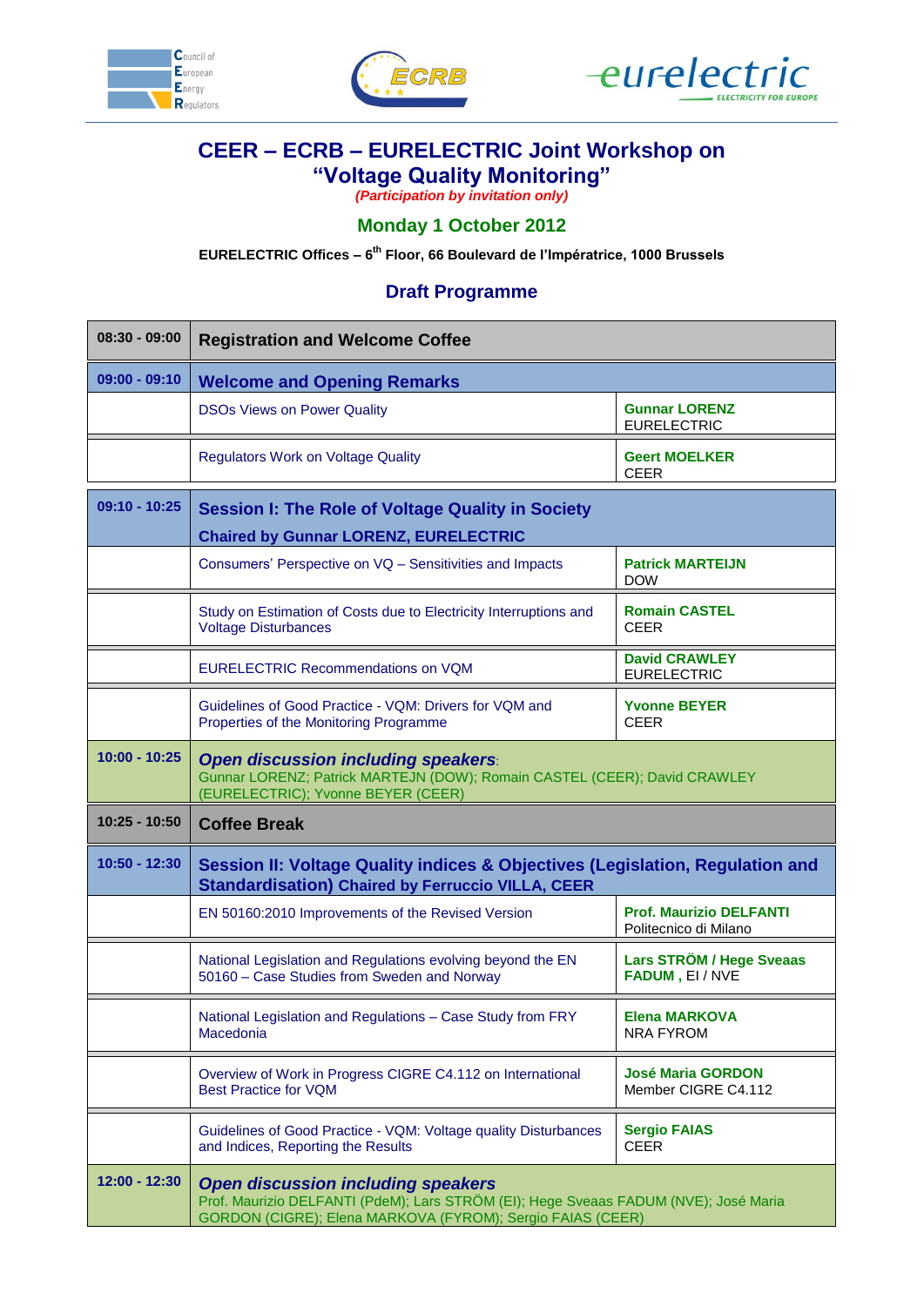# CEER – ECRB – EURELECTRIC Joint Workshop on "Voltage Quality Monitoring"

*(Participation by invitation only)*

## Monday 1 October 2012

**EURELECTRIC Offices – 6th Floor, 66 Boulevard de l'Impératrice, 1000 Brussels**

## Draft Programme

| Time | Programme | Speaker |
|---|---|---|
| 08:30 - 09:00 | **Registration and Welcome Coffee** | |
| 09:00 - 09:10 | **Welcome and Opening Remarks** | |
| | DSOs Views on Power Quality | **Gunnar LORENZ** EURELECTRIC |
| | Regulators Work on Voltage Quality | **Geert MOELKER** CEER |
| 09:10 - 10:25 | **Session I: The Role of Voltage Quality in Society** **Chaired by Gunnar LORENZ, EURELECTRIC** | |
| | Consumers' Perspective on VQ – Sensitivities and Impacts | **Patrick MARTEIJN** DOW |
| | Study on Estimation of Costs due to Electricity Interruptions and Voltage Disturbances | **Romain CASTEL** CEER |
| | EURELECTRIC Recommendations on VQM | **David CRAWLEY** EURELECTRIC |
| | Guidelines of Good Practice - VQM: Drivers for VQM and Properties of the Monitoring Programme | **Yvonne BEYER** CEER |
| 10:00 - 10:25 | ***Open discussion including speakers***: Gunnar LORENZ; Patrick MARTEJN (DOW); Romain CASTEL (CEER); David CRAWLEY (EURELECTRIC); Yvonne BEYER (CEER) | |
| 10:25 - 10:50 | **Coffee Break** | |
| 10:50 - 12:30 | **Session II: Voltage Quality indices & Objectives (Legislation, Regulation and Standardisation) Chaired by Ferruccio VILLA, CEER** | |
| | EN 50160:2010 Improvements of the Revised Version | **Prof. Maurizio DELFANTI** Politecnico di Milano |
| | National Legislation and Regulations evolving beyond the EN 50160 – Case Studies from Sweden and Norway | **Lars STRÖM / Hege Sveaas FADUM**, EI / NVE |
| | National Legislation and Regulations – Case Study from FRY Macedonia | **Elena MARKOVA** NRA FYROM |
| | Overview of Work in Progress CIGRE C4.112 on International Best Practice for VQM | **José Maria GORDON** Member CIGRE C4.112 |
| | Guidelines of Good Practice - VQM: Voltage quality Disturbances and Indices, Reporting the Results | **Sergio FAIAS** CEER |
| 12:00 - 12:30 | ***Open discussion including speakers*** Prof. Maurizio DELFANTI (PdeM); Lars STRÖM (EI); Hege Sveaas FADUM (NVE); José Maria GORDON (CIGRE); Elena MARKOVA (FYROM); Sergio FAIAS (CEER) | |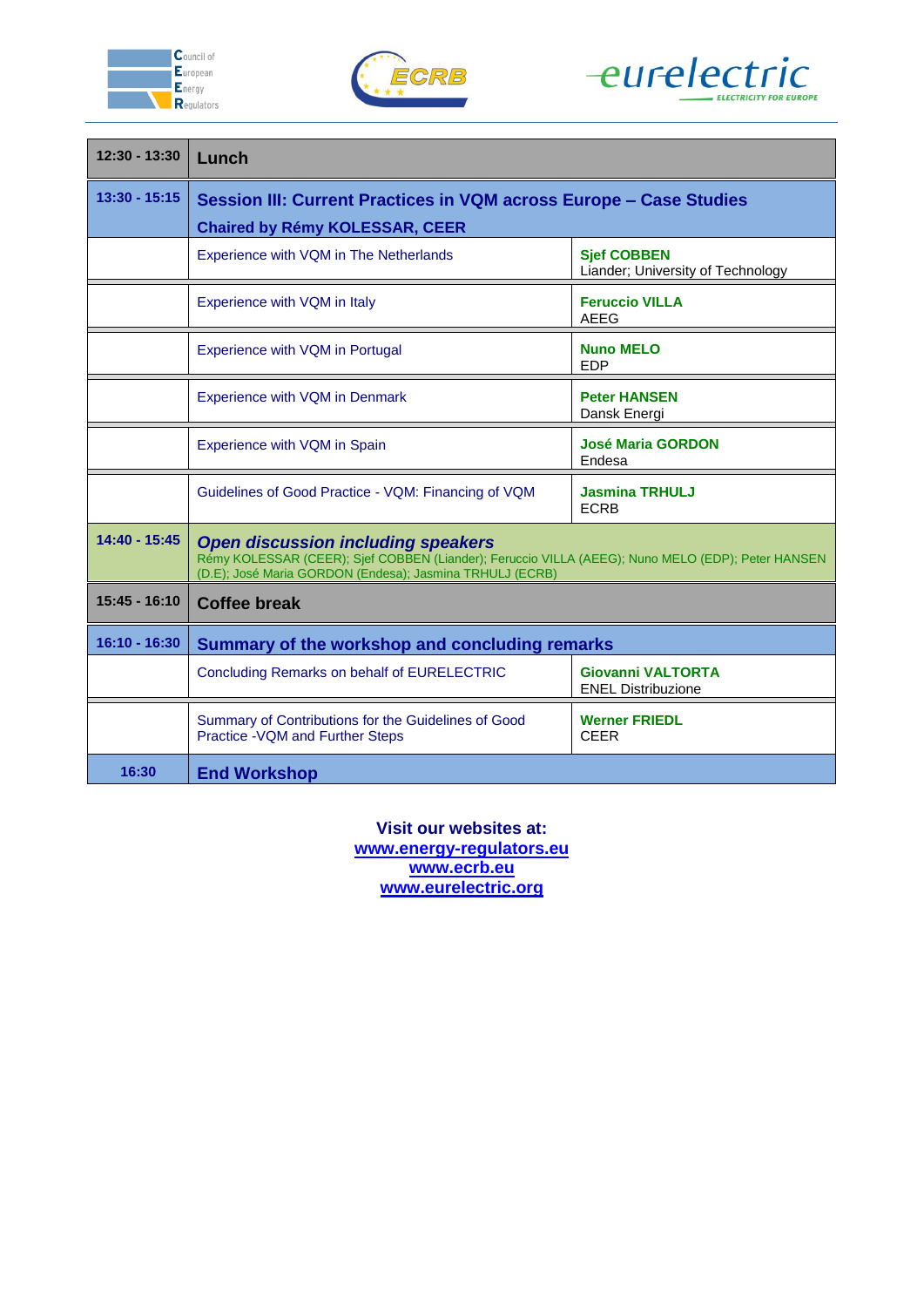| | | |
|---|---|---|
| **12:30 - 13:30** | **Lunch** | |
| **13:30 - 15:15** | **Session III: Current Practices in VQM across Europe – Case Studies** **Chaired by Rémy KOLESSAR, CEER** | |
| | Experience with VQM in The Netherlands | **Sjef COBBEN** Liander; University of Technology |
| | Experience with VQM in Italy | **Feruccio VILLA** AEEG |
| | Experience with VQM in Portugal | **Nuno MELO** EDP |
| | Experience with VQM in Denmark | **Peter HANSEN** Dansk Energi |
| | Experience with VQM in Spain | **José Maria GORDON** Endesa |
| | Guidelines of Good Practice - VQM: Financing of VQM | **Jasmina TRHULJ** ECRB |
| **14:40 - 15:45** | ***Open discussion including speakers*** Rémy KOLESSAR (CEER); Sjef COBBEN (Liander); Feruccio VILLA (AEEG); Nuno MELO (EDP); Peter HANSEN (D.E); José Maria GORDON (Endesa); Jasmina TRHULJ (ECRB) | |
| **15:45 - 16:10** | **Coffee break** | |
| **16:10 - 16:30** | **Summary of the workshop and concluding remarks** | |
| | Concluding Remarks on behalf of EURELECTRIC | **Giovanni VALTORTA** ENEL Distribuzione |
| | Summary of Contributions for the Guidelines of Good Practice -VQM and Further Steps | **Werner FRIEDL** CEER |
| **16:30** | **End Workshop** | |

**Visit our websites at:**
**www.energy-regulators.eu**
**www.ecrb.eu**
**www.eurelectric.org**